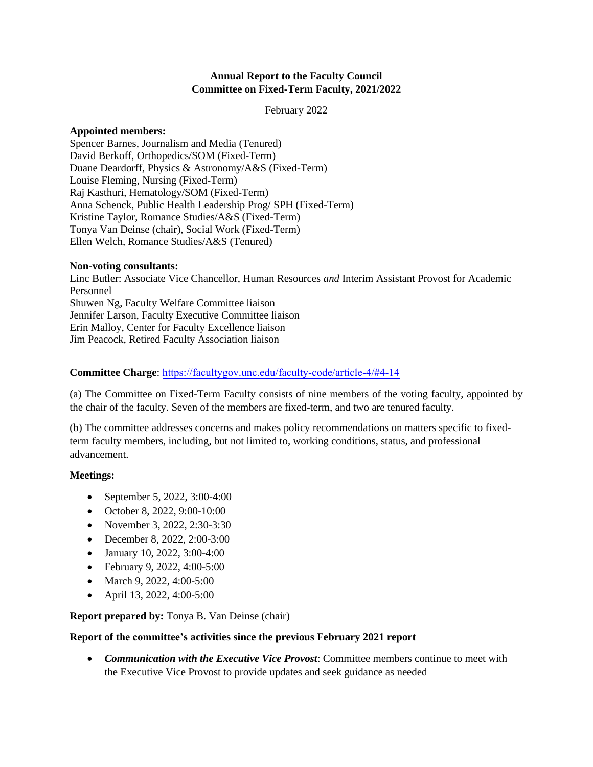**Annual Report to the Faculty Council**
**Committee on Fixed-Term Faculty, 2021/2022**

February 2022

**Appointed members:**
Spencer Barnes, Journalism and Media (Tenured)
David Berkoff, Orthopedics/SOM (Fixed-Term)
Duane Deardorff, Physics & Astronomy/A&S (Fixed-Term)
Louise Fleming, Nursing (Fixed-Term)
Raj Kasthuri, Hematology/SOM (Fixed-Term)
Anna Schenck, Public Health Leadership Prog/ SPH (Fixed-Term)
Kristine Taylor, Romance Studies/A&S (Fixed-Term)
Tonya Van Deinse (chair), Social Work (Fixed-Term)
Ellen Welch, Romance Studies/A&S (Tenured)

**Non-voting consultants:**
Linc Butler: Associate Vice Chancellor, Human Resources *and* Interim Assistant Provost for Academic Personnel
Shuwen Ng, Faculty Welfare Committee liaison
Jennifer Larson, Faculty Executive Committee liaison
Erin Malloy, Center for Faculty Excellence liaison
Jim Peacock, Retired Faculty Association liaison

**Committee Charge**: https://facultygov.unc.edu/faculty-code/article-4/#4-14

(a) The Committee on Fixed-Term Faculty consists of nine members of the voting faculty, appointed by the chair of the faculty. Seven of the members are fixed-term, and two are tenured faculty.

(b) The committee addresses concerns and makes policy recommendations on matters specific to fixed-term faculty members, including, but not limited to, working conditions, status, and professional advancement.

**Meetings:**

- September 5, 2022, 3:00-4:00
- October 8, 2022, 9:00-10:00
- November 3, 2022, 2:30-3:30
- December 8, 2022, 2:00-3:00
- January 10, 2022, 3:00-4:00
- February 9, 2022, 4:00-5:00
- March 9, 2022, 4:00-5:00
- April 13, 2022, 4:00-5:00

**Report prepared by:** Tonya B. Van Deinse (chair)

**Report of the committee's activities since the previous February 2021 report**

- ***Communication with the Executive Vice Provost***: Committee members continue to meet with the Executive Vice Provost to provide updates and seek guidance as needed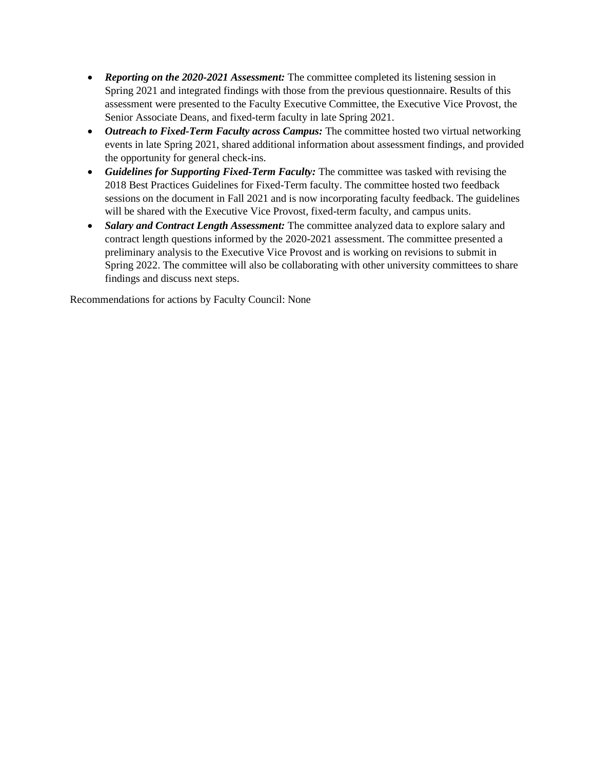- ***Reporting on the 2020-2021 Assessment:*** The committee completed its listening session in Spring 2021 and integrated findings with those from the previous questionnaire. Results of this assessment were presented to the Faculty Executive Committee, the Executive Vice Provost, the Senior Associate Deans, and fixed-term faculty in late Spring 2021.
- ***Outreach to Fixed-Term Faculty across Campus:*** The committee hosted two virtual networking events in late Spring 2021, shared additional information about assessment findings, and provided the opportunity for general check-ins.
- ***Guidelines for Supporting Fixed-Term Faculty:*** The committee was tasked with revising the 2018 Best Practices Guidelines for Fixed-Term faculty. The committee hosted two feedback sessions on the document in Fall 2021 and is now incorporating faculty feedback. The guidelines will be shared with the Executive Vice Provost, fixed-term faculty, and campus units.
- ***Salary and Contract Length Assessment:*** The committee analyzed data to explore salary and contract length questions informed by the 2020-2021 assessment. The committee presented a preliminary analysis to the Executive Vice Provost and is working on revisions to submit in Spring 2022. The committee will also be collaborating with other university committees to share findings and discuss next steps.

Recommendations for actions by Faculty Council: None